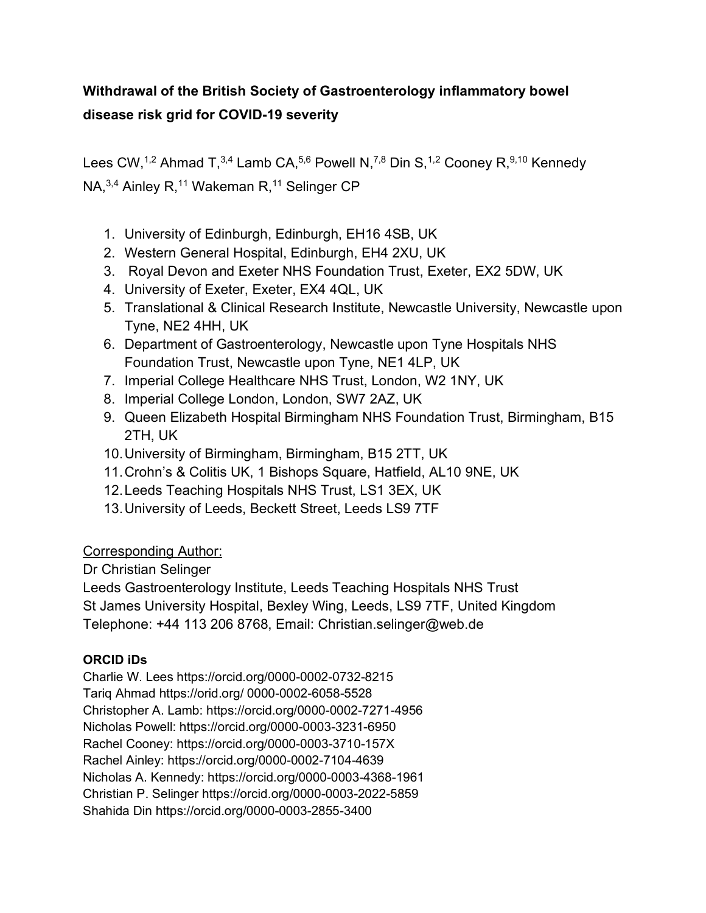**Withdrawal of the British Society of Gastroenterology inflammatory bowel disease risk grid for COVID-19 severity**

Lees CW,[1,2] Ahmad T,[3,4] Lamb CA,[5,6] Powell N,[7,8] Din S,[1,2] Cooney R,[9,10] Kennedy NA,[3,4] Ainley R,[11] Wakeman R,[11] Selinger CP

1. University of Edinburgh, Edinburgh, EH16 4SB, UK
2. Western General Hospital, Edinburgh, EH4 2XU, UK
3. Royal Devon and Exeter NHS Foundation Trust, Exeter, EX2 5DW, UK
4. University of Exeter, Exeter, EX4 4QL, UK
5. Translational & Clinical Research Institute, Newcastle University, Newcastle upon Tyne, NE2 4HH, UK
6. Department of Gastroenterology, Newcastle upon Tyne Hospitals NHS Foundation Trust, Newcastle upon Tyne, NE1 4LP, UK
7. Imperial College Healthcare NHS Trust, London, W2 1NY, UK
8. Imperial College London, London, SW7 2AZ, UK
9. Queen Elizabeth Hospital Birmingham NHS Foundation Trust, Birmingham, B15 2TH, UK
10. University of Birmingham, Birmingham, B15 2TT, UK
11. Crohn's & Colitis UK, 1 Bishops Square, Hatfield, AL10 9NE, UK
12. Leeds Teaching Hospitals NHS Trust, LS1 3EX, UK
13. University of Leeds, Beckett Street, Leeds LS9 7TF

Corresponding Author:
Dr Christian Selinger
Leeds Gastroenterology Institute, Leeds Teaching Hospitals NHS Trust
St James University Hospital, Bexley Wing, Leeds, LS9 7TF, United Kingdom
Telephone: +44 113 206 8768, Email: Christian.selinger@web.de

**ORCID iDs**

Charlie W. Lees https://orcid.org/0000-0002-0732-8215
Tariq Ahmad https://orid.org/ 0000-0002-6058-5528
Christopher A. Lamb: https://orcid.org/0000-0002-7271-4956
Nicholas Powell: https://orcid.org/0000-0003-3231-6950
Rachel Cooney: https://orcid.org/0000-0003-3710-157X
Rachel Ainley: https://orcid.org/0000-0002-7104-4639
Nicholas A. Kennedy: https://orcid.org/0000-0003-4368-1961
Christian P. Selinger https://orcid.org/0000-0003-2022-5859
Shahida Din https://orcid.org/0000-0003-2855-3400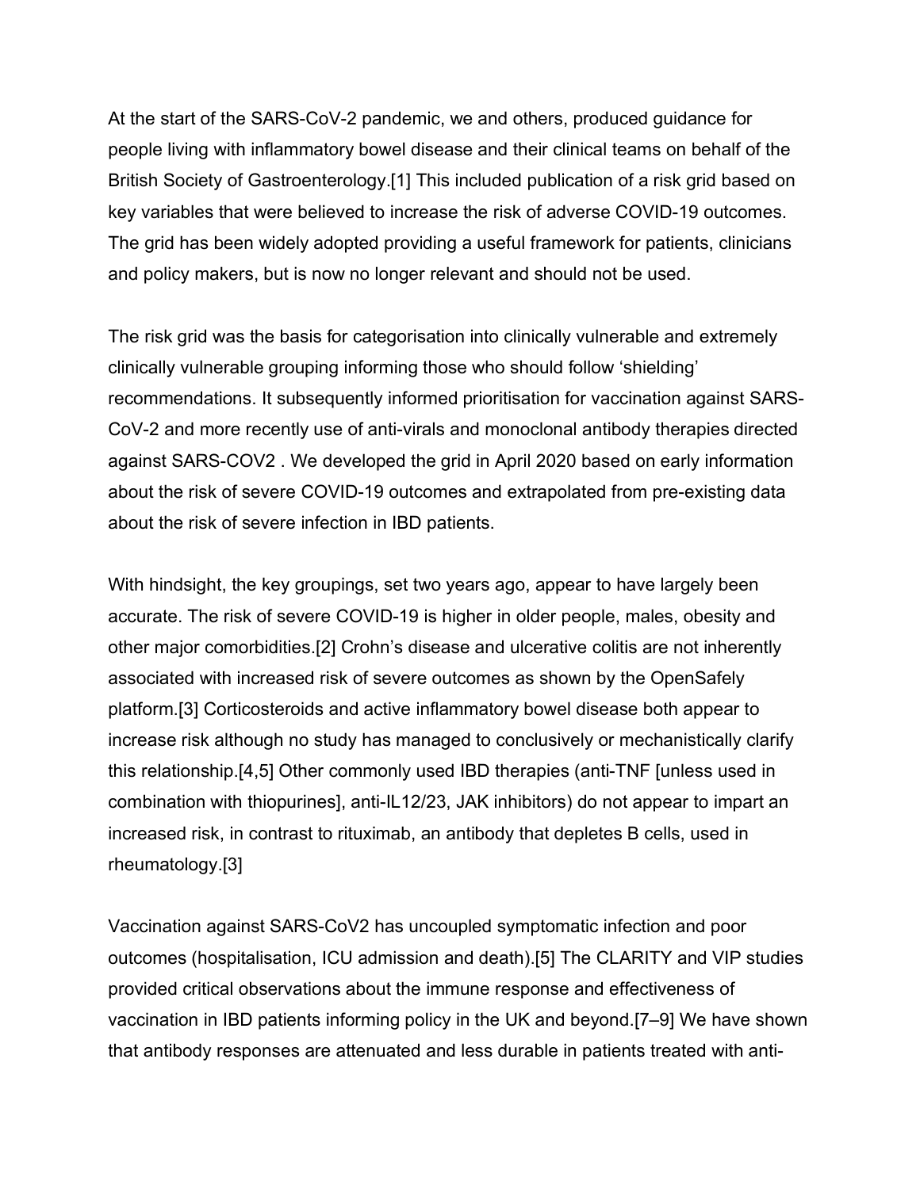At the start of the SARS-CoV-2 pandemic, we and others, produced guidance for people living with inflammatory bowel disease and their clinical teams on behalf of the British Society of Gastroenterology.[1] This included publication of a risk grid based on key variables that were believed to increase the risk of adverse COVID-19 outcomes. The grid has been widely adopted providing a useful framework for patients, clinicians and policy makers, but is now no longer relevant and should not be used.

The risk grid was the basis for categorisation into clinically vulnerable and extremely clinically vulnerable grouping informing those who should follow 'shielding' recommendations. It subsequently informed prioritisation for vaccination against SARS-CoV-2 and more recently use of anti-virals and monoclonal antibody therapies directed against SARS-COV2 . We developed the grid in April 2020 based on early information about the risk of severe COVID-19 outcomes and extrapolated from pre-existing data about the risk of severe infection in IBD patients.

With hindsight, the key groupings, set two years ago, appear to have largely been accurate. The risk of severe COVID-19 is higher in older people, males, obesity and other major comorbidities.[2] Crohn's disease and ulcerative colitis are not inherently associated with increased risk of severe outcomes as shown by the OpenSafely platform.[3] Corticosteroids and active inflammatory bowel disease both appear to increase risk although no study has managed to conclusively or mechanistically clarify this relationship.[4,5] Other commonly used IBD therapies (anti-TNF [unless used in combination with thiopurines], anti-IL12/23, JAK inhibitors) do not appear to impart an increased risk, in contrast to rituximab, an antibody that depletes B cells, used in rheumatology.[3]

Vaccination against SARS-CoV2 has uncoupled symptomatic infection and poor outcomes (hospitalisation, ICU admission and death).[5] The CLARITY and VIP studies provided critical observations about the immune response and effectiveness of vaccination in IBD patients informing policy in the UK and beyond.[7–9] We have shown that antibody responses are attenuated and less durable in patients treated with anti-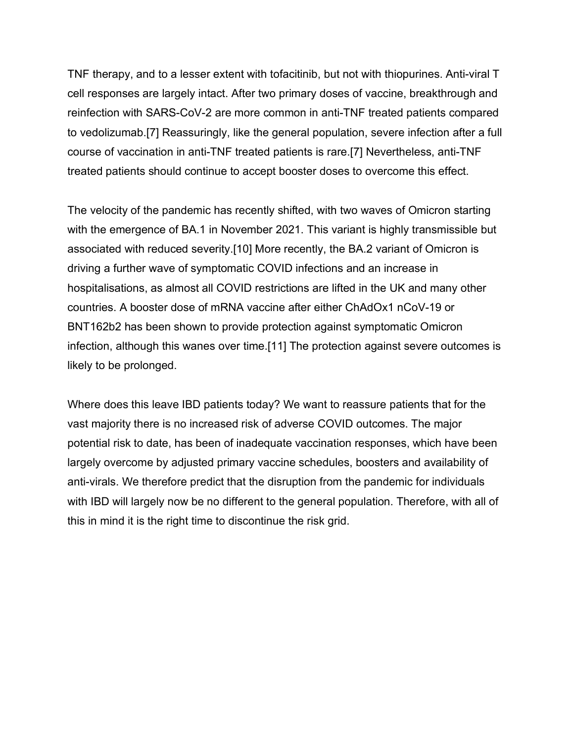TNF therapy, and to a lesser extent with tofacitinib, but not with thiopurines. Anti-viral T cell responses are largely intact. After two primary doses of vaccine, breakthrough and reinfection with SARS-CoV-2 are more common in anti-TNF treated patients compared to vedolizumab.[7] Reassuringly, like the general population, severe infection after a full course of vaccination in anti-TNF treated patients is rare.[7] Nevertheless, anti-TNF treated patients should continue to accept booster doses to overcome this effect.

The velocity of the pandemic has recently shifted, with two waves of Omicron starting with the emergence of BA.1 in November 2021. This variant is highly transmissible but associated with reduced severity.[10] More recently, the BA.2 variant of Omicron is driving a further wave of symptomatic COVID infections and an increase in hospitalisations, as almost all COVID restrictions are lifted in the UK and many other countries. A booster dose of mRNA vaccine after either ChAdOx1 nCoV-19 or BNT162b2 has been shown to provide protection against symptomatic Omicron infection, although this wanes over time.[11] The protection against severe outcomes is likely to be prolonged.

Where does this leave IBD patients today? We want to reassure patients that for the vast majority there is no increased risk of adverse COVID outcomes. The major potential risk to date, has been of inadequate vaccination responses, which have been largely overcome by adjusted primary vaccine schedules, boosters and availability of anti-virals. We therefore predict that the disruption from the pandemic for individuals with IBD will largely now be no different to the general population. Therefore, with all of this in mind it is the right time to discontinue the risk grid.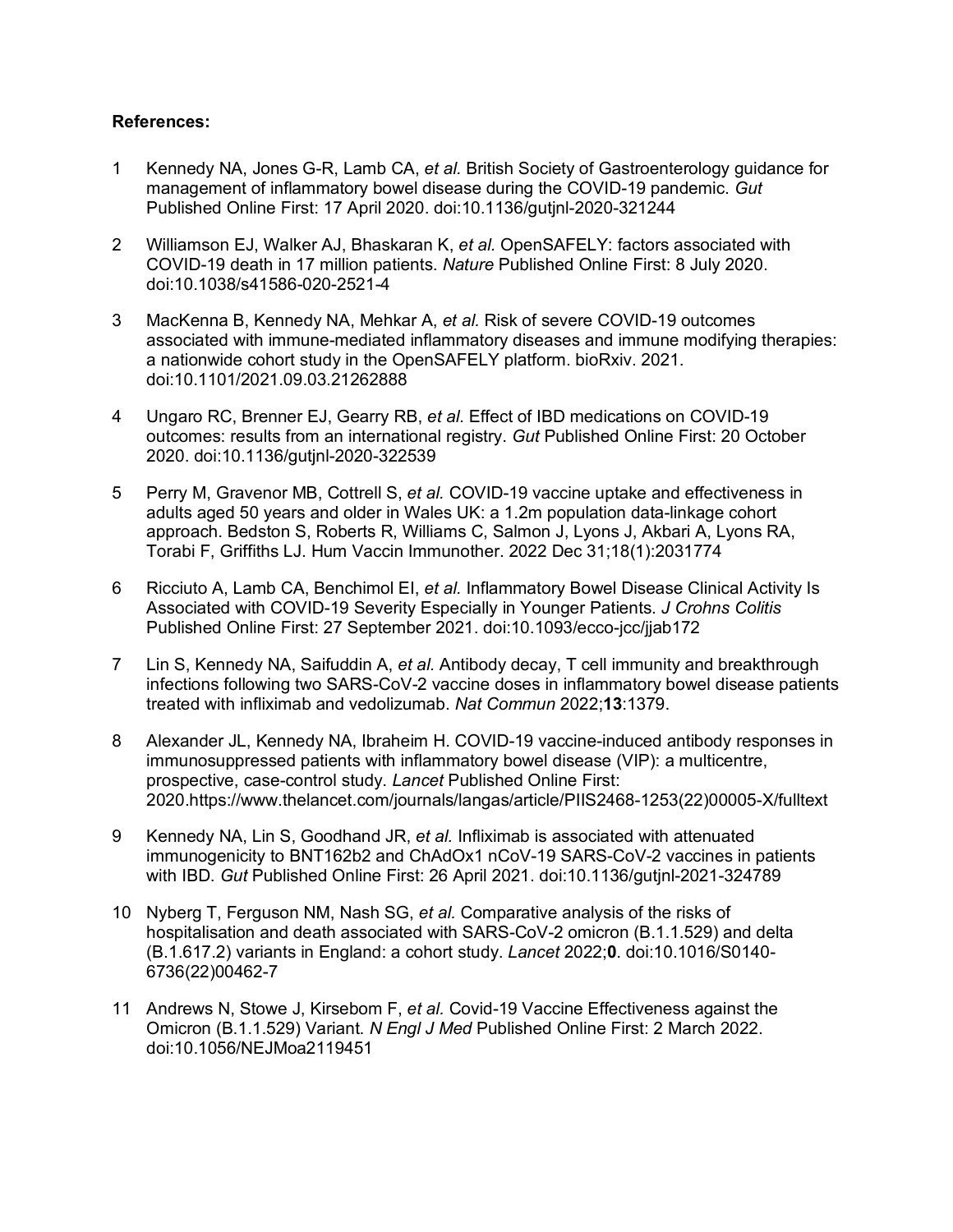**References:**

1. Kennedy NA, Jones G-R, Lamb CA, *et al.* British Society of Gastroenterology guidance for management of inflammatory bowel disease during the COVID-19 pandemic. *Gut* Published Online First: 17 April 2020. doi:10.1136/gutjnl-2020-321244

2. Williamson EJ, Walker AJ, Bhaskaran K, *et al.* OpenSAFELY: factors associated with COVID-19 death in 17 million patients. *Nature* Published Online First: 8 July 2020. doi:10.1038/s41586-020-2521-4

3. MacKenna B, Kennedy NA, Mehkar A, *et al.* Risk of severe COVID-19 outcomes associated with immune-mediated inflammatory diseases and immune modifying therapies: a nationwide cohort study in the OpenSAFELY platform. bioRxiv. 2021. doi:10.1101/2021.09.03.21262888

4. Ungaro RC, Brenner EJ, Gearry RB, *et al.* Effect of IBD medications on COVID-19 outcomes: results from an international registry. *Gut* Published Online First: 20 October 2020. doi:10.1136/gutjnl-2020-322539

5. Perry M, Gravenor MB, Cottrell S, *et al.* COVID-19 vaccine uptake and effectiveness in adults aged 50 years and older in Wales UK: a 1.2m population data-linkage cohort approach. Bedston S, Roberts R, Williams C, Salmon J, Lyons J, Akbari A, Lyons RA, Torabi F, Griffiths LJ. Hum Vaccin Immunother. 2022 Dec 31;18(1):2031774

6. Ricciuto A, Lamb CA, Benchimol EI, *et al.* Inflammatory Bowel Disease Clinical Activity Is Associated with COVID-19 Severity Especially in Younger Patients. *J Crohns Colitis* Published Online First: 27 September 2021. doi:10.1093/ecco-jcc/jjab172

7. Lin S, Kennedy NA, Saifuddin A, *et al*. Antibody decay, T cell immunity and breakthrough infections following two SARS-CoV-2 vaccine doses in inflammatory bowel disease patients treated with infliximab and vedolizumab. *Nat Commun* 2022;**13**:1379.

8. Alexander JL, Kennedy NA, Ibraheim H. COVID-19 vaccine-induced antibody responses in immunosuppressed patients with inflammatory bowel disease (VIP): a multicentre, prospective, case-control study. *Lancet* Published Online First: 2020.https://www.thelancet.com/journals/langas/article/PIIS2468-1253(22)00005-X/fulltext

9. Kennedy NA, Lin S, Goodhand JR, *et al.* Infliximab is associated with attenuated immunogenicity to BNT162b2 and ChAdOx1 nCoV-19 SARS-CoV-2 vaccines in patients with IBD. *Gut* Published Online First: 26 April 2021. doi:10.1136/gutjnl-2021-324789

10. Nyberg T, Ferguson NM, Nash SG, *et al.* Comparative analysis of the risks of hospitalisation and death associated with SARS-CoV-2 omicron (B.1.1.529) and delta (B.1.617.2) variants in England: a cohort study. *Lancet* 2022;**0**. doi:10.1016/S0140-6736(22)00462-7

11. Andrews N, Stowe J, Kirsebom F, *et al.* Covid-19 Vaccine Effectiveness against the Omicron (B.1.1.529) Variant. *N Engl J Med* Published Online First: 2 March 2022. doi:10.1056/NEJMoa2119451